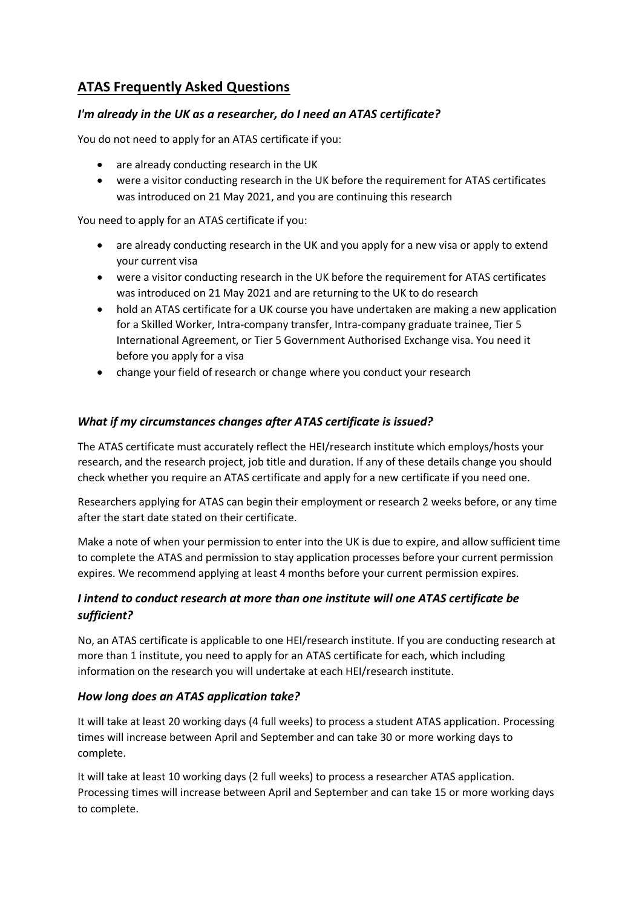# ATAS Frequently Asked Questions

### *I'm already in the UK as a researcher, do I need an ATAS certificate?*

You do not need to apply for an ATAS certificate if you:

- are already conducting research in the UK
- were a visitor conducting research in the UK before the requirement for ATAS certificates was introduced on 21 May 2021, and you are continuing this research

You need to apply for an ATAS certificate if you:

- are already conducting research in the UK and you apply for a new visa or apply to extend your current visa
- were a visitor conducting research in the UK before the requirement for ATAS certificates was introduced on 21 May 2021 and are returning to the UK to do research
- hold an ATAS certificate for a UK course you have undertaken are making a new application for a Skilled Worker, Intra-company transfer, Intra-company graduate trainee, Tier 5 International Agreement, or Tier 5 Government Authorised Exchange visa. You need it before you apply for a visa
- change your field of research or change where you conduct your research

### *What if my circumstances changes after ATAS certificate is issued?*

The ATAS certificate must accurately reflect the HEI/research institute which employs/hosts your research, and the research project, job title and duration. If any of these details change you should check whether you require an ATAS certificate and apply for a new certificate if you need one.

Researchers applying for ATAS can begin their employment or research 2 weeks before, or any time after the start date stated on their certificate.

Make a note of when your permission to enter into the UK is due to expire, and allow sufficient time to complete the ATAS and permission to stay application processes before your current permission expires. We recommend applying at least 4 months before your current permission expires.

### *I intend to conduct research at more than one institute will one ATAS certificate be sufficient?*

No, an ATAS certificate is applicable to one HEI/research institute. If you are conducting research at more than 1 institute, you need to apply for an ATAS certificate for each, which including information on the research you will undertake at each HEI/research institute.

### *How long does an ATAS application take?*

It will take at least 20 working days (4 full weeks) to process a student ATAS application. Processing times will increase between April and September and can take 30 or more working days to complete.

It will take at least 10 working days (2 full weeks) to process a researcher ATAS application. Processing times will increase between April and September and can take 15 or more working days to complete.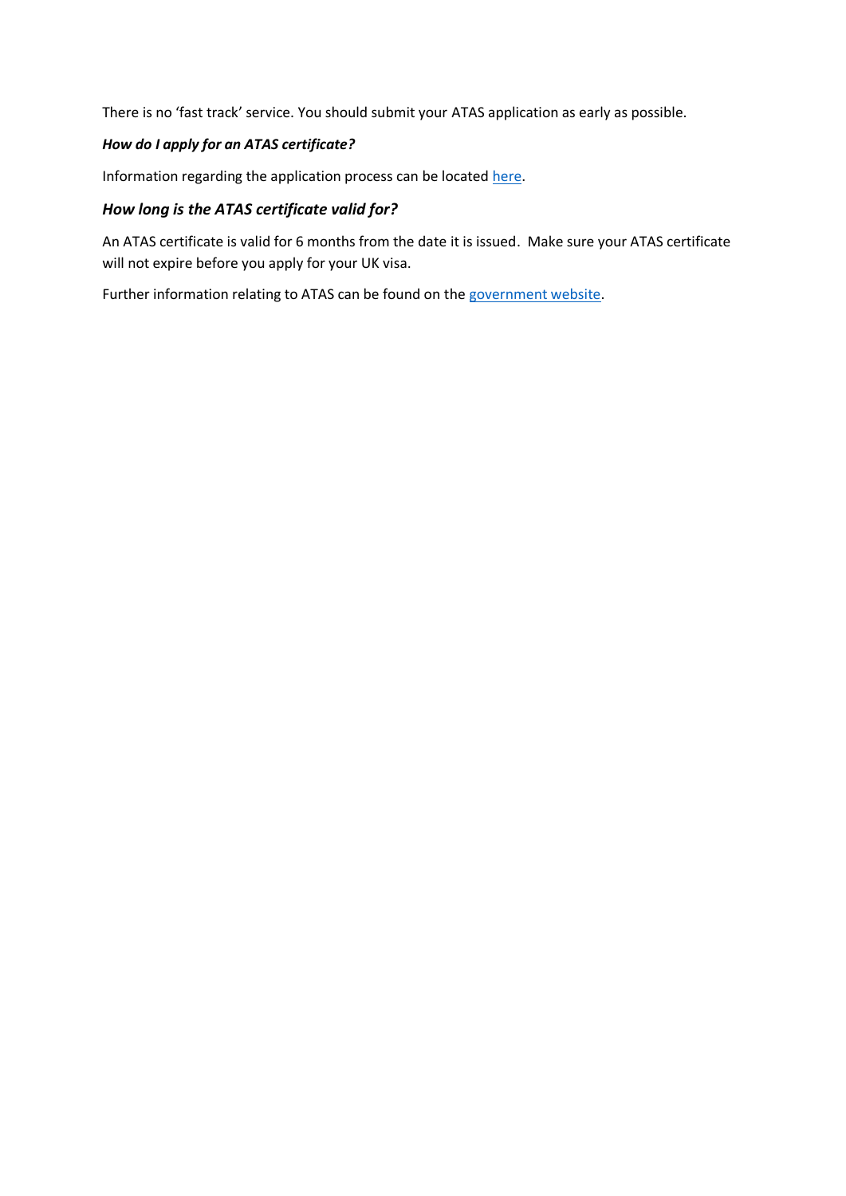There is no 'fast track' service. You should submit your ATAS application as early as possible.

***How do I apply for an ATAS certificate?***

Information regarding the application process can be located here.

### *How long is the ATAS certificate valid for?*

An ATAS certificate is valid for 6 months from the date it is issued. Make sure your ATAS certificate will not expire before you apply for your UK visa.

Further information relating to ATAS can be found on the government website.